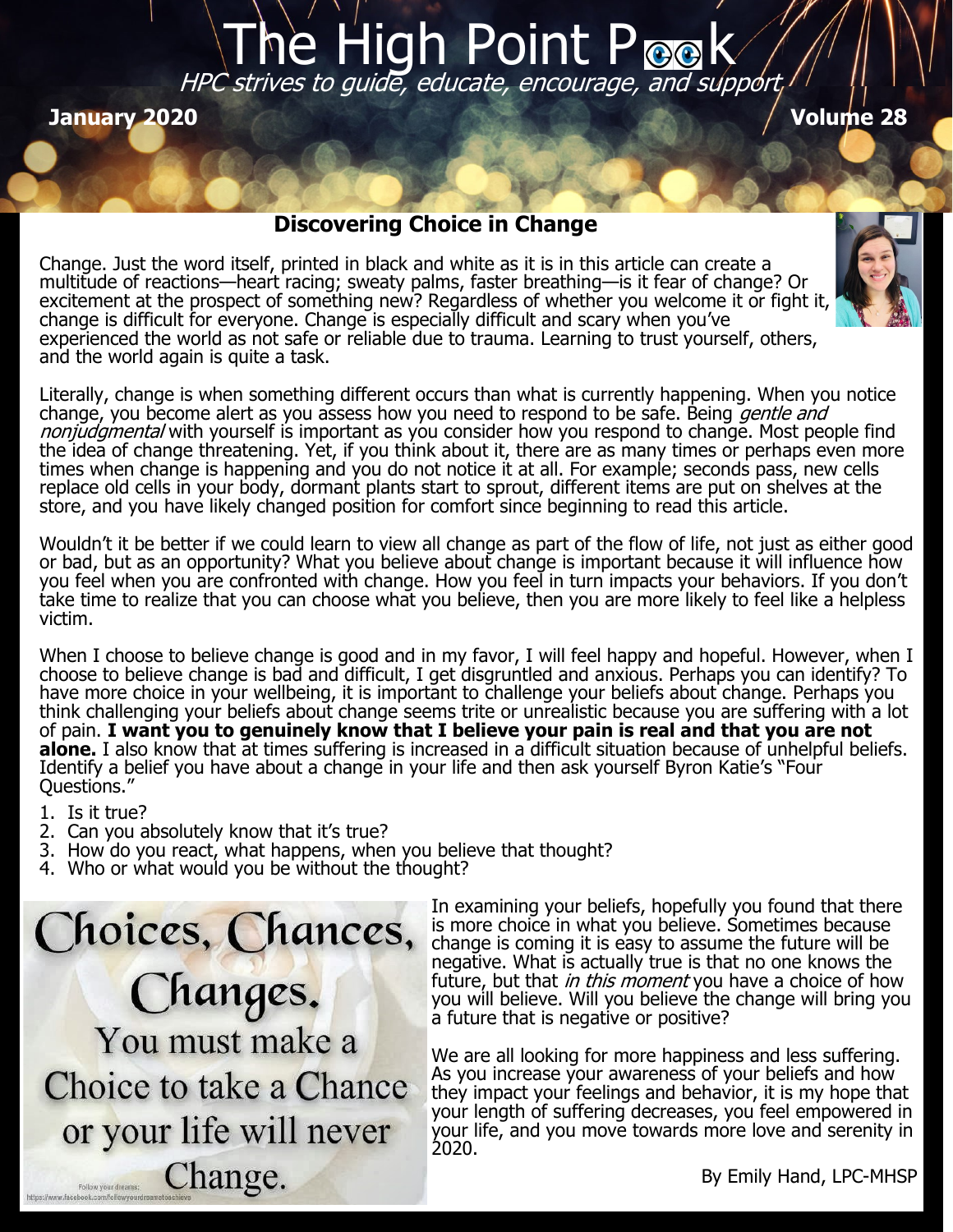# The High Point Peek

*HPC strives to guide, educate, encourage, and support*

**January 2020** **Volume 28**

## Discovering Choice in Change

Change. Just the word itself, printed in black and white as it is in this article can create a multitude of reactions—heart racing; sweaty palms, faster breathing—is it fear of change? Or excitement at the prospect of something new? Regardless of whether you welcome it or fight it, change is difficult for everyone. Change is especially difficult and scary when you've experienced the world as not safe or reliable due to trauma. Learning to trust yourself, others, and the world again is quite a task.

Literally, change is when something different occurs than what is currently happening. When you notice change, you become alert as you assess how you need to respond to be safe. Being *gentle and nonjudgmental* with yourself is important as you consider how you respond to change. Most people find the idea of change threatening. Yet, if you think about it, there are as many times or perhaps even more times when change is happening and you do not notice it at all. For example; seconds pass, new cells replace old cells in your body, dormant plants start to sprout, different items are put on shelves at the store, and you have likely changed position for comfort since beginning to read this article.

Wouldn't it be better if we could learn to view all change as part of the flow of life, not just as either good or bad, but as an opportunity? What you believe about change is important because it will influence how you feel when you are confronted with change. How you feel in turn impacts your behaviors. If you don't take time to realize that you can choose what you believe, then you are more likely to feel like a helpless victim.

When I choose to believe change is good and in my favor, I will feel happy and hopeful. However, when I choose to believe change is bad and difficult, I get disgruntled and anxious. Perhaps you can identify? To have more choice in your wellbeing, it is important to challenge your beliefs about change. Perhaps you think challenging your beliefs about change seems trite or unrealistic because you are suffering with a lot of pain. **I want you to genuinely know that I believe your pain is real and that you are not alone.** I also know that at times suffering is increased in a difficult situation because of unhelpful beliefs. Identify a belief you have about a change in your life and then ask yourself Byron Katie's "Four Questions."

1. Is it true?
2. Can you absolutely know that it's true?
3. How do you react, what happens, when you believe that thought?
4. Who or what would you be without the thought?

Choices, Chances, Changes. You must make a Choice to take a Chance or your life will never Change.

In examining your beliefs, hopefully you found that there is more choice in what you believe. Sometimes because change is coming it is easy to assume the future will be negative. What is actually true is that no one knows the future, but that *in this moment* you have a choice of how you will believe. Will you believe the change will bring you a future that is negative or positive?

We are all looking for more happiness and less suffering. As you increase your awareness of your beliefs and how they impact your feelings and behavior, it is my hope that your length of suffering decreases, you feel empowered in your life, and you move towards more love and serenity in 2020.

By Emily Hand, LPC-MHSP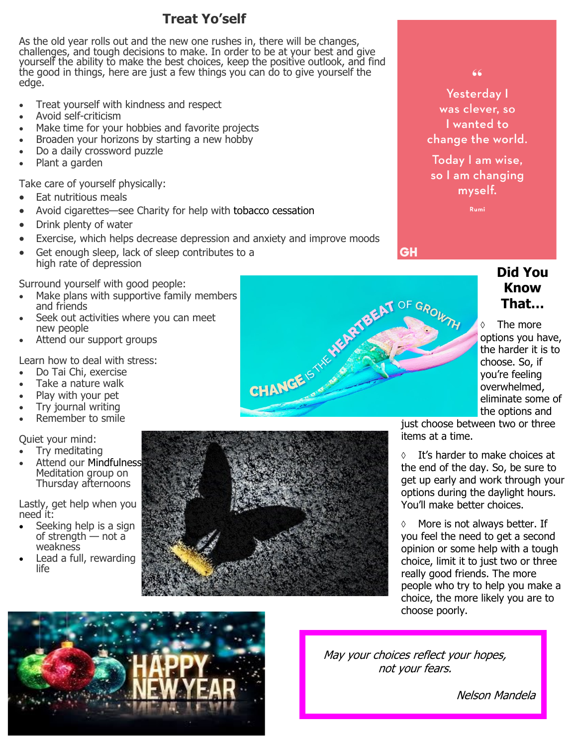## Treat Yo'self

As the old year rolls out and the new one rushes in, there will be changes, challenges, and tough decisions to make. In order to be at your best and give yourself the ability to make the best choices, keep the positive outlook, and find the good in things, here are just a few things you can do to give yourself the edge.

- Treat yourself with kindness and respect
- Avoid self-criticism
- Make time for your hobbies and favorite projects
- Broaden your horizons by starting a new hobby
- Do a daily crossword puzzle
- Plant a garden

Take care of yourself physically:

- Eat nutritious meals
- Avoid cigarettes—see Charity for help with tobacco cessation
- Drink plenty of water
- Exercise, which helps decrease depression and anxiety and improve moods
- Get enough sleep, lack of sleep contributes to a high rate of depression

Surround yourself with good people:

- Make plans with supportive family members and friends
- Seek out activities where you can meet new people
- Attend our support groups

Learn how to deal with stress:

- Do Tai Chi, exercise
- Take a nature walk
- Play with your pet
- Try journal writing
- Remember to smile

Quiet your mind:

- Try meditating
- Attend our Mindfulness Meditation group on Thursday afternoons

Lastly, get help when you need it:

- Seeking help is a sign of strength — not a weakness
- Lead a full, rewarding life

"Yesterday I was clever, so I wanted to change the world.

Today I am wise, so I am changing myself.

Rumi

GH

CHANGE IS THE HEARTBEAT OF GROWTH

## Did You Know That…

◊ The more options you have, the harder it is to choose. So, if you're feeling overwhelmed, eliminate some of the options and just choose between two or three items at a time.

◊ It's harder to make choices at the end of the day. So, be sure to get up early and work through your options during the daylight hours. You'll make better choices.

◊ More is not always better. If you feel the need to get a second opinion or some help with a tough choice, limit it to just two or three really good friends. The more people who try to help you make a choice, the more likely you are to choose poorly.

HAPPY NEW YEAR

*May your choices reflect your hopes, not your fears.*

*Nelson Mandela*